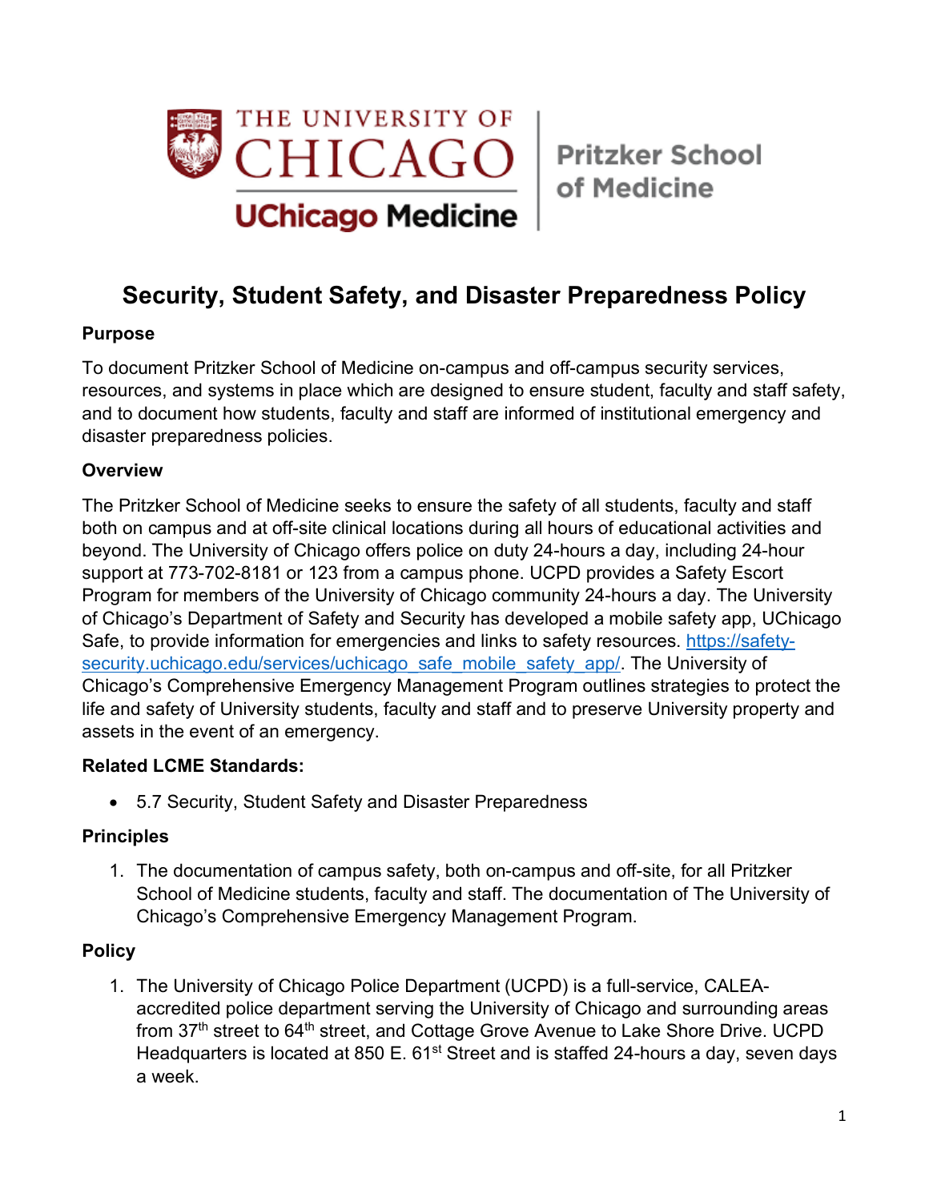THE UNIVERSITY OF CHICAGO

UChicago Medicine

Pritzker School of Medicine

# Security, Student Safety, and Disaster Preparedness Policy

## Purpose

To document Pritzker School of Medicine on-campus and off-campus security services, resources, and systems in place which are designed to ensure student, faculty and staff safety, and to document how students, faculty and staff are informed of institutional emergency and disaster preparedness policies.

## Overview

The Pritzker School of Medicine seeks to ensure the safety of all students, faculty and staff both on campus and at off-site clinical locations during all hours of educational activities and beyond. The University of Chicago offers police on duty 24-hours a day, including 24-hour support at 773-702-8181 or 123 from a campus phone. UCPD provides a Safety Escort Program for members of the University of Chicago community 24-hours a day. The University of Chicago's Department of Safety and Security has developed a mobile safety app, UChicago Safe, to provide information for emergencies and links to safety resources. [https://safety-security.uchicago.edu/services/uchicago_safe_mobile_safety_app/](https://safety-security.uchicago.edu/services/uchicago_safe_mobile_safety_app/). The University of Chicago's Comprehensive Emergency Management Program outlines strategies to protect the life and safety of University students, faculty and staff and to preserve University property and assets in the event of an emergency.

## Related LCME Standards:

- 5.7 Security, Student Safety and Disaster Preparedness

## Principles

1. The documentation of campus safety, both on-campus and off-site, for all Pritzker School of Medicine students, faculty and staff. The documentation of The University of Chicago's Comprehensive Emergency Management Program.

## Policy

1. The University of Chicago Police Department (UCPD) is a full-service, CALEA-accredited police department serving the University of Chicago and surrounding areas from 37th street to 64th street, and Cottage Grove Avenue to Lake Shore Drive. UCPD Headquarters is located at 850 E. 61st Street and is staffed 24-hours a day, seven days a week.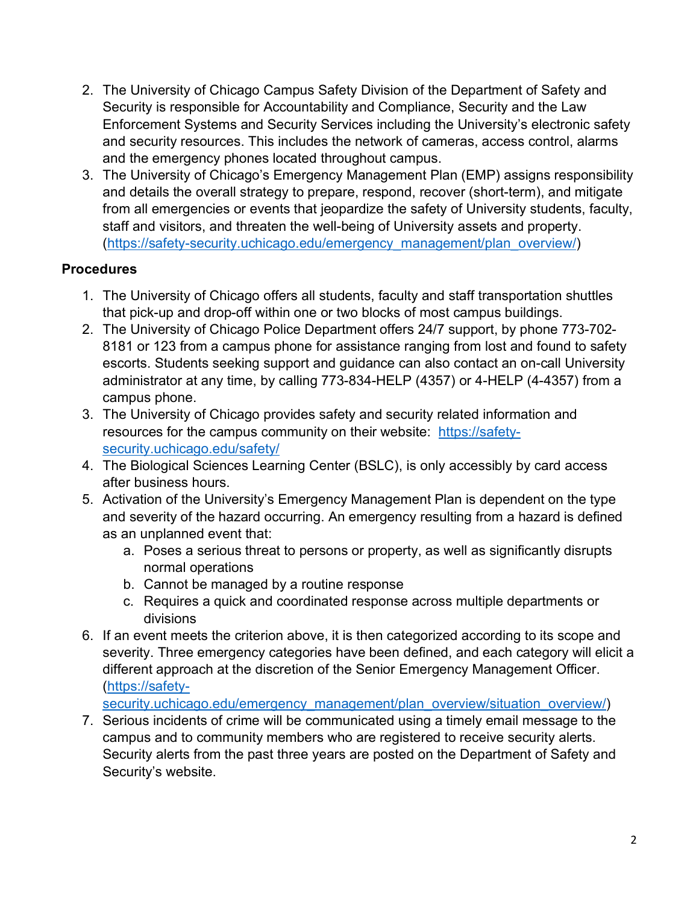2. The University of Chicago Campus Safety Division of the Department of Safety and Security is responsible for Accountability and Compliance, Security and the Law Enforcement Systems and Security Services including the University's electronic safety and security resources. This includes the network of cameras, access control, alarms and the emergency phones located throughout campus.
3. The University of Chicago's Emergency Management Plan (EMP) assigns responsibility and details the overall strategy to prepare, respond, recover (short-term), and mitigate from all emergencies or events that jeopardize the safety of University students, faculty, staff and visitors, and threaten the well-being of University assets and property. (https://safety-security.uchicago.edu/emergency_management/plan_overview/)

**Procedures**

1. The University of Chicago offers all students, faculty and staff transportation shuttles that pick-up and drop-off within one or two blocks of most campus buildings.
2. The University of Chicago Police Department offers 24/7 support, by phone 773-702-8181 or 123 from a campus phone for assistance ranging from lost and found to safety escorts. Students seeking support and guidance can also contact an on-call University administrator at any time, by calling 773-834-HELP (4357) or 4-HELP (4-4357) from a campus phone.
3. The University of Chicago provides safety and security related information and resources for the campus community on their website: https://safety-security.uchicago.edu/safety/
4. The Biological Sciences Learning Center (BSLC), is only accessibly by card access after business hours.
5. Activation of the University's Emergency Management Plan is dependent on the type and severity of the hazard occurring. An emergency resulting from a hazard is defined as an unplanned event that:
    a. Poses a serious threat to persons or property, as well as significantly disrupts normal operations
    b. Cannot be managed by a routine response
    c. Requires a quick and coordinated response across multiple departments or divisions
6. If an event meets the criterion above, it is then categorized according to its scope and severity. Three emergency categories have been defined, and each category will elicit a different approach at the discretion of the Senior Emergency Management Officer. (https://safety-security.uchicago.edu/emergency_management/plan_overview/situation_overview/)
7. Serious incidents of crime will be communicated using a timely email message to the campus and to community members who are registered to receive security alerts. Security alerts from the past three years are posted on the Department of Safety and Security's website.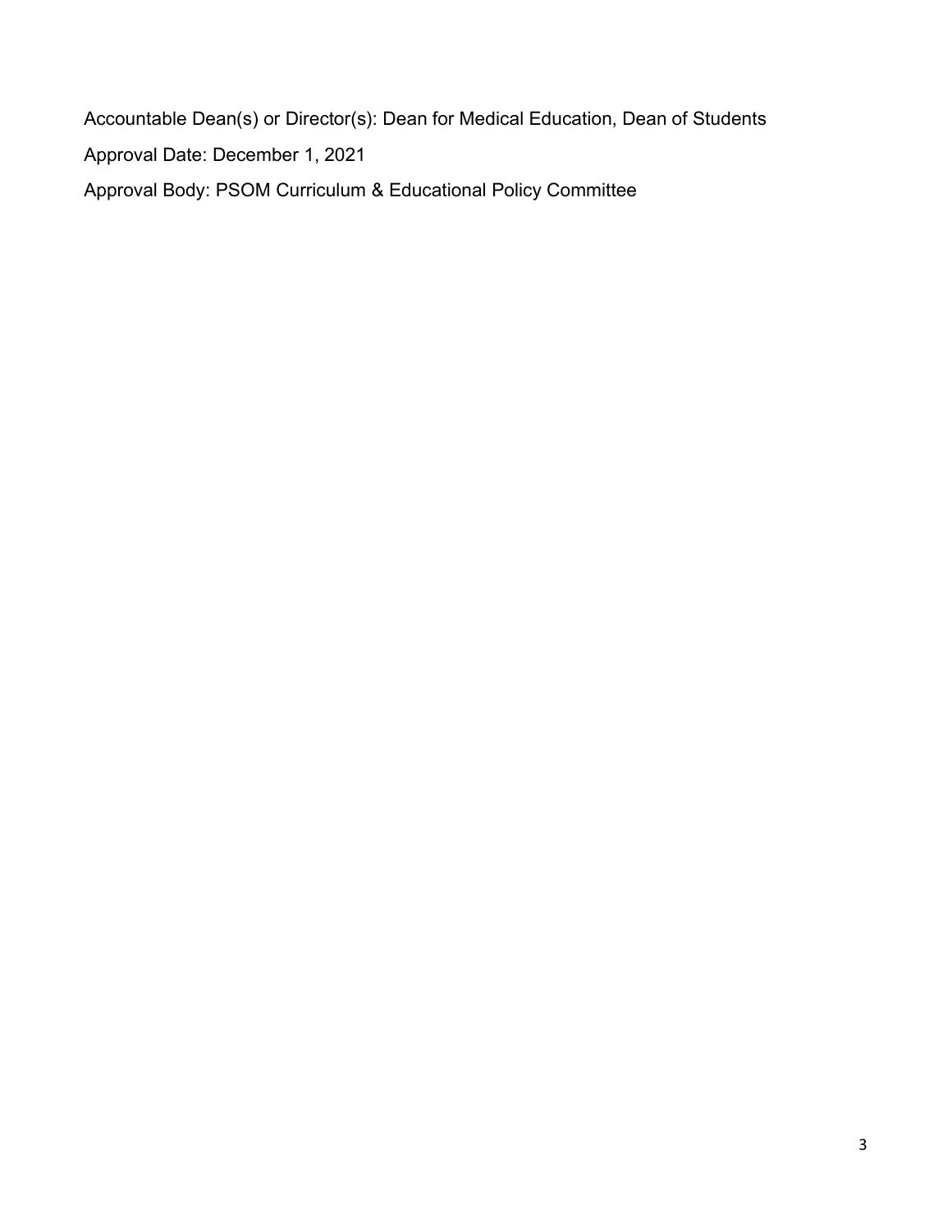Accountable Dean(s) or Director(s): Dean for Medical Education, Dean of Students

Approval Date: December 1, 2021

Approval Body: PSOM Curriculum & Educational Policy Committee